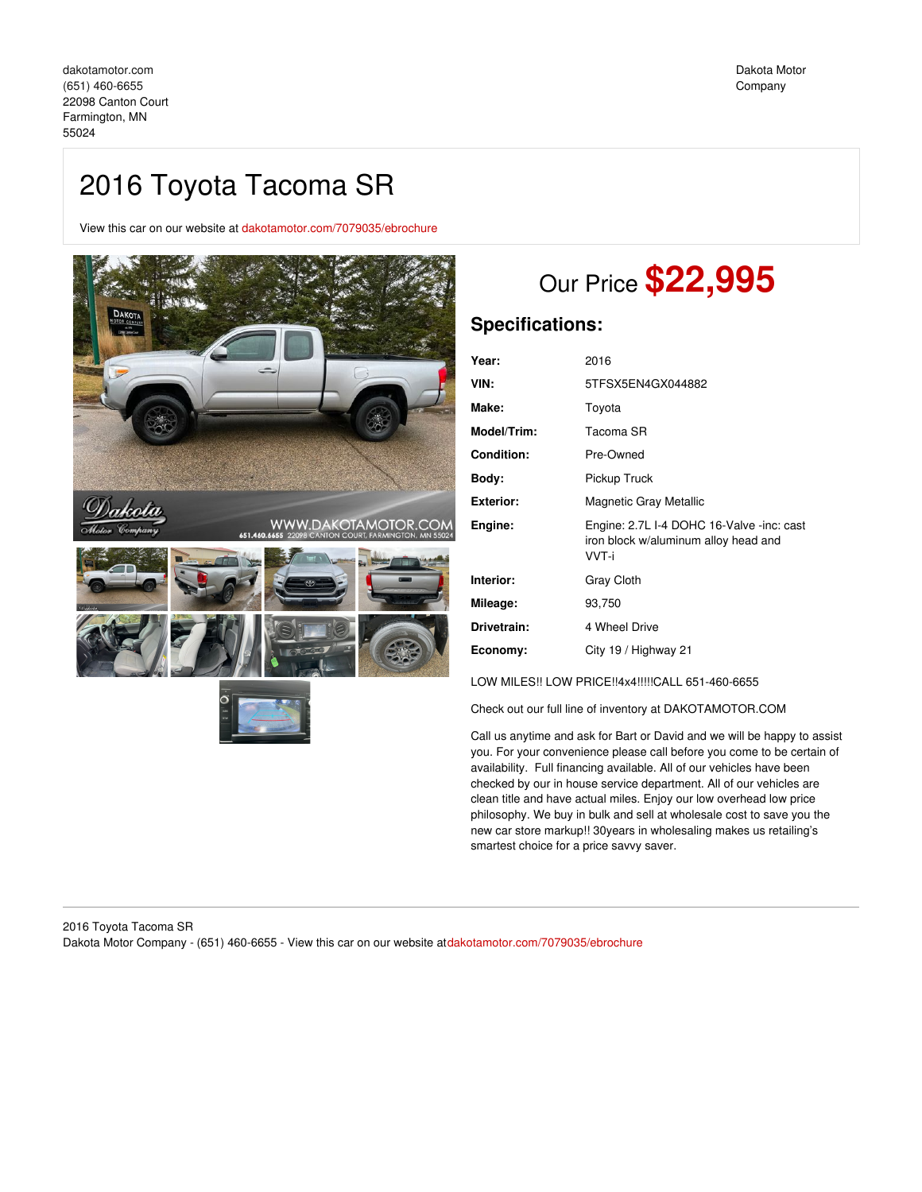dakotamotor.com
(651) 460-6655
22098 Canton Court
Farmington, MN
55024

Dakota Motor Company

# 2016 Toyota Tacoma SR

View this car on our website at dakotamotor.com/7079035/ebrochure

Our Price **$22,995**

## Specifications:

| | |
|---|---|
| **Year:** | 2016 |
| **VIN:** | 5TFSX5EN4GX044882 |
| **Make:** | Toyota |
| **Model/Trim:** | Tacoma SR |
| **Condition:** | Pre-Owned |
| **Body:** | Pickup Truck |
| **Exterior:** | Magnetic Gray Metallic |
| **Engine:** | Engine: 2.7L I-4 DOHC 16-Valve -inc: cast iron block w/aluminum alloy head and VVT-i |
| **Interior:** | Gray Cloth |
| **Mileage:** | 93,750 |
| **Drivetrain:** | 4 Wheel Drive |
| **Economy:** | City 19 / Highway 21 |

LOW MILES!! LOW PRICE!!4x4!!!!!CALL 651-460-6655

Check out our full line of inventory at DAKOTAMOTOR.COM

Call us anytime and ask for Bart or David and we will be happy to assist you. For your convenience please call before you come to be certain of availability. Full financing available. All of our vehicles have been checked by our in house service department. All of our vehicles are clean title and have actual miles. Enjoy our low overhead low price philosophy. We buy in bulk and sell at wholesale cost to save you the new car store markup!! 30years in wholesaling makes us retailing's smartest choice for a price savvy saver.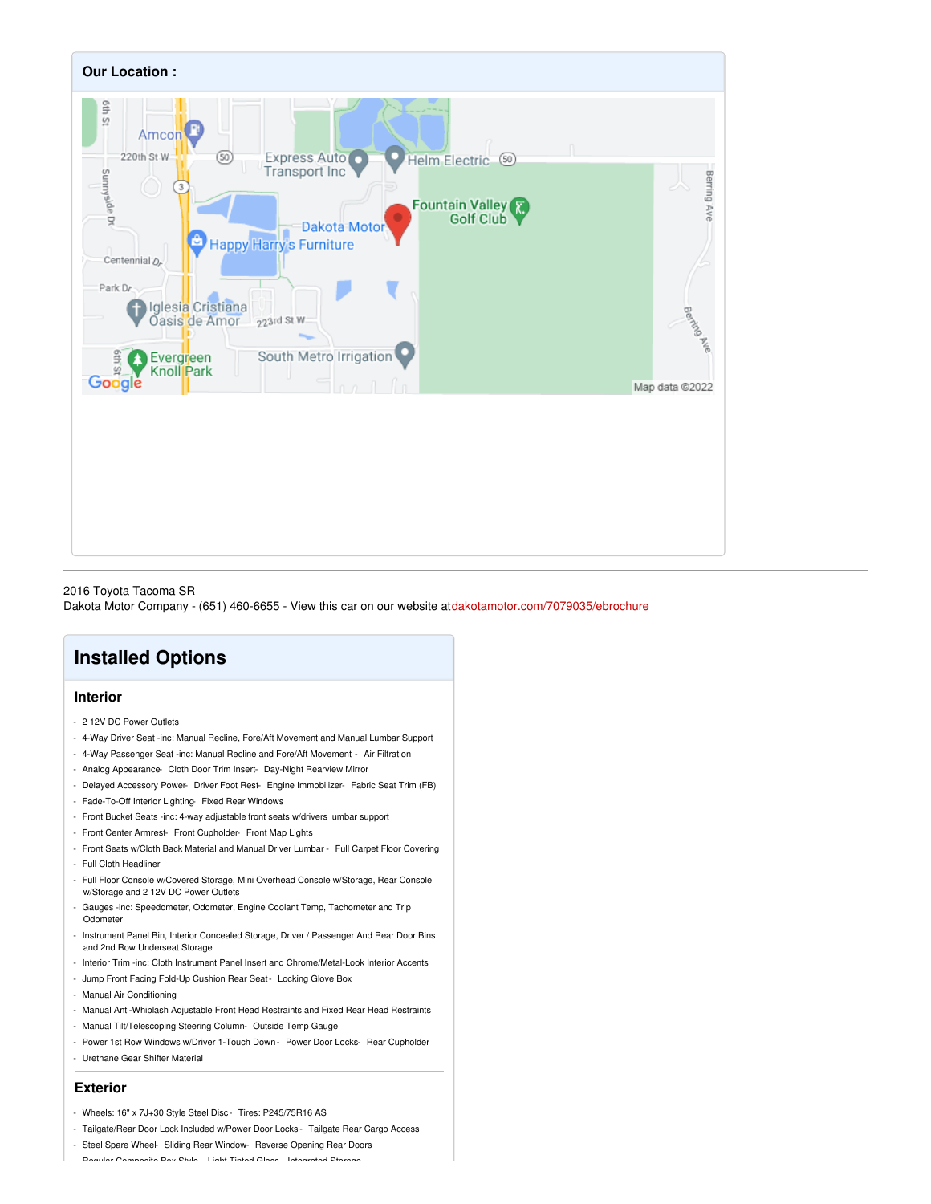## Our Location :

2016 Toyota Tacoma SR
Dakota Motor Company - (651) 460-6655 - View this car on our website at dakotamotor.com/7079035/ebrochure

# Installed Options

## Interior

- 2 12V DC Power Outlets
- 4-Way Driver Seat -inc: Manual Recline, Fore/Aft Movement and Manual Lumbar Support
- 4-Way Passenger Seat -inc: Manual Recline and Fore/Aft Movement - Air Filtration
- Analog Appearance- Cloth Door Trim Insert- Day-Night Rearview Mirror
- Delayed Accessory Power- Driver Foot Rest- Engine Immobilizer- Fabric Seat Trim (FB)
- Fade-To-Off Interior Lighting- Fixed Rear Windows
- Front Bucket Seats -inc: 4-way adjustable front seats w/drivers lumbar support
- Front Center Armrest- Front Cupholder- Front Map Lights
- Front Seats w/Cloth Back Material and Manual Driver Lumbar - Full Carpet Floor Covering
- Full Cloth Headliner
- Full Floor Console w/Covered Storage, Mini Overhead Console w/Storage, Rear Console w/Storage and 2 12V DC Power Outlets
- Gauges -inc: Speedometer, Odometer, Engine Coolant Temp, Tachometer and Trip Odometer
- Instrument Panel Bin, Interior Concealed Storage, Driver / Passenger And Rear Door Bins and 2nd Row Underseat Storage
- Interior Trim -inc: Cloth Instrument Panel Insert and Chrome/Metal-Look Interior Accents
- Jump Front Facing Fold-Up Cushion Rear Seat - Locking Glove Box
- Manual Air Conditioning
- Manual Anti-Whiplash Adjustable Front Head Restraints and Fixed Rear Head Restraints
- Manual Tilt/Telescoping Steering Column- Outside Temp Gauge
- Power 1st Row Windows w/Driver 1-Touch Down - Power Door Locks- Rear Cupholder
- Urethane Gear Shifter Material

## Exterior

- Wheels: 16" x 7J+30 Style Steel Disc - Tires: P245/75R16 AS
- Tailgate/Rear Door Lock Included w/Power Door Locks - Tailgate Rear Cargo Access
- Steel Spare Wheel- Sliding Rear Window- Reverse Opening Rear Doors
- Regular Composite Box Style - Light Tinted Glass - Integrated Storage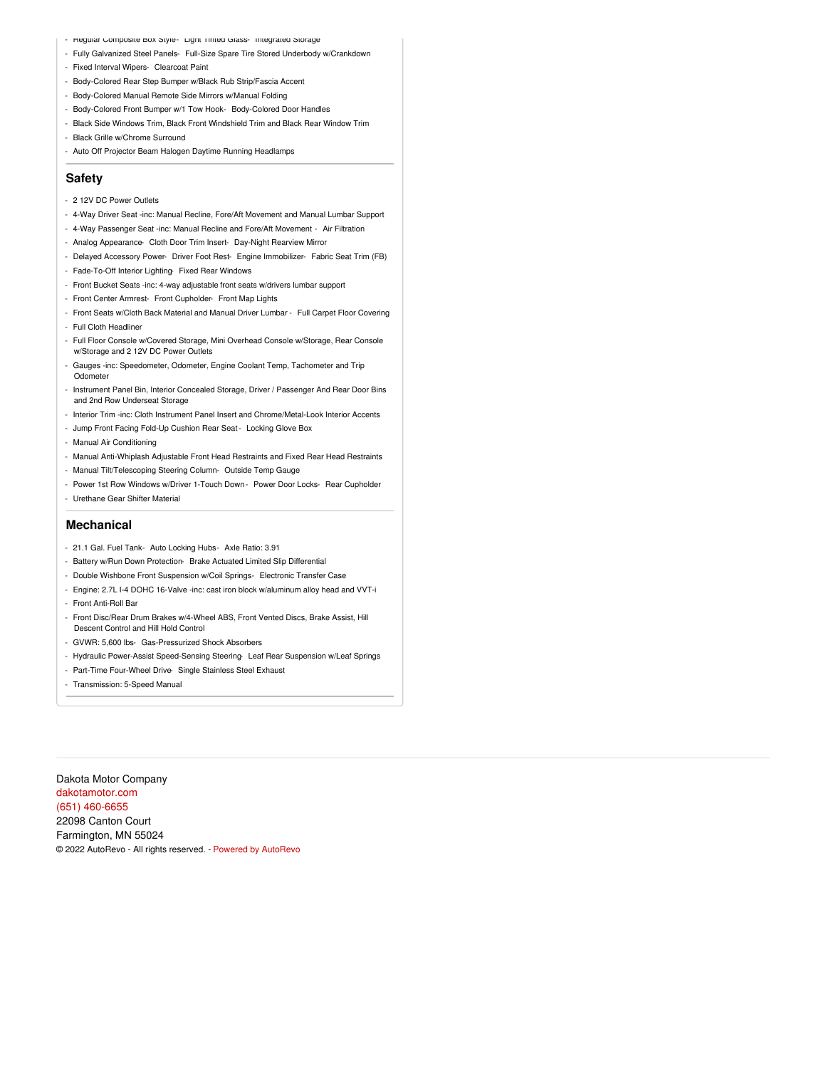- Regular Composite Box Style- Light Tinted Glass- Integrated Storage
- Fully Galvanized Steel Panels- Full-Size Spare Tire Stored Underbody w/Crankdown
- Fixed Interval Wipers- Clearcoat Paint
- Body-Colored Rear Step Bumper w/Black Rub Strip/Fascia Accent
- Body-Colored Manual Remote Side Mirrors w/Manual Folding
- Body-Colored Front Bumper w/1 Tow Hook- Body-Colored Door Handles
- Black Side Windows Trim, Black Front Windshield Trim and Black Rear Window Trim
- Black Grille w/Chrome Surround
- Auto Off Projector Beam Halogen Daytime Running Headlamps

## Safety

- 2 12V DC Power Outlets
- 4-Way Driver Seat -inc: Manual Recline, Fore/Aft Movement and Manual Lumbar Support
- 4-Way Passenger Seat -inc: Manual Recline and Fore/Aft Movement - Air Filtration
- Analog Appearance- Cloth Door Trim Insert- Day-Night Rearview Mirror
- Delayed Accessory Power- Driver Foot Rest- Engine Immobilizer- Fabric Seat Trim (FB)
- Fade-To-Off Interior Lighting- Fixed Rear Windows
- Front Bucket Seats -inc: 4-way adjustable front seats w/drivers lumbar support
- Front Center Armrest- Front Cupholder- Front Map Lights
- Front Seats w/Cloth Back Material and Manual Driver Lumbar - Full Carpet Floor Covering
- Full Cloth Headliner
- Full Floor Console w/Covered Storage, Mini Overhead Console w/Storage, Rear Console w/Storage and 2 12V DC Power Outlets
- Gauges -inc: Speedometer, Odometer, Engine Coolant Temp, Tachometer and Trip Odometer
- Instrument Panel Bin, Interior Concealed Storage, Driver / Passenger And Rear Door Bins and 2nd Row Underseat Storage
- Interior Trim -inc: Cloth Instrument Panel Insert and Chrome/Metal-Look Interior Accents
- Jump Front Facing Fold-Up Cushion Rear Seat - Locking Glove Box
- Manual Air Conditioning
- Manual Anti-Whiplash Adjustable Front Head Restraints and Fixed Rear Head Restraints
- Manual Tilt/Telescoping Steering Column- Outside Temp Gauge
- Power 1st Row Windows w/Driver 1-Touch Down - Power Door Locks- Rear Cupholder
- Urethane Gear Shifter Material

## Mechanical

- 21.1 Gal. Fuel Tank- Auto Locking Hubs- Axle Ratio: 3.91
- Battery w/Run Down Protection- Brake Actuated Limited Slip Differential
- Double Wishbone Front Suspension w/Coil Springs- Electronic Transfer Case
- Engine: 2.7L I-4 DOHC 16-Valve -inc: cast iron block w/aluminum alloy head and VVT-i
- Front Anti-Roll Bar
- Front Disc/Rear Drum Brakes w/4-Wheel ABS, Front Vented Discs, Brake Assist, Hill Descent Control and Hill Hold Control
- GVWR: 5,600 lbs- Gas-Pressurized Shock Absorbers
- Hydraulic Power-Assist Speed-Sensing Steering- Leaf Rear Suspension w/Leaf Springs
- Part-Time Four-Wheel Drive- Single Stainless Steel Exhaust
- Transmission: 5-Speed Manual

Dakota Motor Company
dakotamotor.com
(651) 460-6655
22098 Canton Court
Farmington, MN 55024
© 2022 AutoRevo - All rights reserved. - Powered by AutoRevo